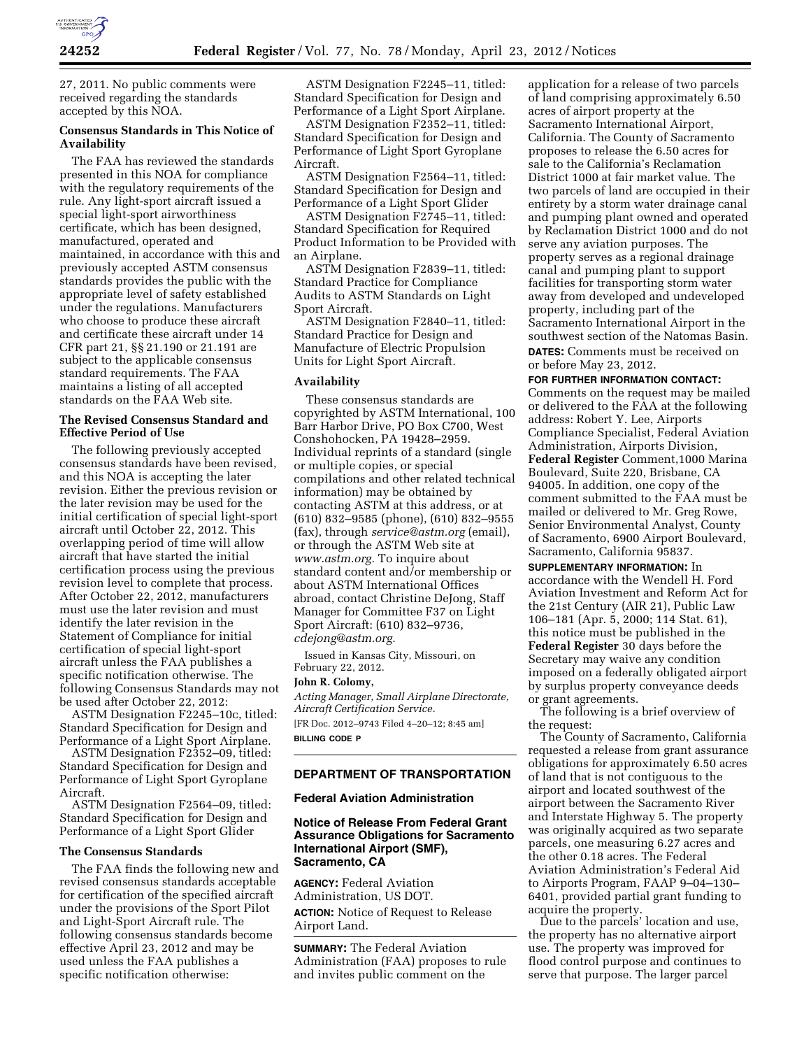27, 2011. No public comments were received regarding the standards accepted by this NOA.

**Consensus Standards in This Notice of Availability**

The FAA has reviewed the standards presented in this NOA for compliance with the regulatory requirements of the rule. Any light-sport aircraft issued a special light-sport airworthiness certificate, which has been designed, manufactured, operated and maintained, in accordance with this and previously accepted ASTM consensus standards provides the public with the appropriate level of safety established under the regulations. Manufacturers who choose to produce these aircraft and certificate these aircraft under 14 CFR part 21, §§ 21.190 or 21.191 are subject to the applicable consensus standard requirements. The FAA maintains a listing of all accepted standards on the FAA Web site.

**The Revised Consensus Standard and Effective Period of Use**

The following previously accepted consensus standards have been revised, and this NOA is accepting the later revision. Either the previous revision or the later revision may be used for the initial certification of special light-sport aircraft until October 22, 2012. This overlapping period of time will allow aircraft that have started the initial certification process using the previous revision level to complete that process. After October 22, 2012, manufacturers must use the later revision and must identify the later revision in the Statement of Compliance for initial certification of special light-sport aircraft unless the FAA publishes a specific notification otherwise. The following Consensus Standards may not be used after October 22, 2012:

ASTM Designation F2245–10c, titled: Standard Specification for Design and Performance of a Light Sport Airplane.

ASTM Designation F2352–09, titled: Standard Specification for Design and Performance of Light Sport Gyroplane Aircraft.

ASTM Designation F2564–09, titled: Standard Specification for Design and Performance of a Light Sport Glider

**The Consensus Standards**

The FAA finds the following new and revised consensus standards acceptable for certification of the specified aircraft under the provisions of the Sport Pilot and Light-Sport Aircraft rule. The following consensus standards become effective April 23, 2012 and may be used unless the FAA publishes a specific notification otherwise:

ASTM Designation F2245–11, titled: Standard Specification for Design and Performance of a Light Sport Airplane.

ASTM Designation F2352–11, titled: Standard Specification for Design and Performance of Light Sport Gyroplane Aircraft.

ASTM Designation F2564–11, titled: Standard Specification for Design and Performance of a Light Sport Glider

ASTM Designation F2745–11, titled: Standard Specification for Required Product Information to be Provided with an Airplane.

ASTM Designation F2839–11, titled: Standard Practice for Compliance Audits to ASTM Standards on Light Sport Aircraft.

ASTM Designation F2840–11, titled: Standard Practice for Design and Manufacture of Electric Propulsion Units for Light Sport Aircraft.

**Availability**

These consensus standards are copyrighted by ASTM International, 100 Barr Harbor Drive, PO Box C700, West Conshohocken, PA 19428–2959. Individual reprints of a standard (single or multiple copies, or special compilations and other related technical information) may be obtained by contacting ASTM at this address, or at (610) 832–9585 (phone), (610) 832–9555 (fax), through *service@astm.org* (email), or through the ASTM Web site at *www.astm.org.* To inquire about standard content and/or membership or about ASTM International Offices abroad, contact Christine DeJong, Staff Manager for Committee F37 on Light Sport Aircraft: (610) 832–9736, *cdejong@astm.org.*

Issued in Kansas City, Missouri, on February 22, 2012.

**John R. Colomy,**

*Acting Manager, Small Airplane Directorate, Aircraft Certification Service.*

[FR Doc. 2012–9743 Filed 4–20–12; 8:45 am]

**BILLING CODE P**

## DEPARTMENT OF TRANSPORTATION

### Federal Aviation Administration

### Notice of Release From Federal Grant Assurance Obligations for Sacramento International Airport (SMF), Sacramento, CA

**AGENCY:** Federal Aviation Administration, US DOT.

**ACTION:** Notice of Request to Release Airport Land.

**SUMMARY:** The Federal Aviation Administration (FAA) proposes to rule and invites public comment on the application for a release of two parcels of land comprising approximately 6.50 acres of airport property at the Sacramento International Airport, California. The County of Sacramento proposes to release the 6.50 acres for sale to the California's Reclamation District 1000 at fair market value. The two parcels of land are occupied in their entirety by a storm water drainage canal and pumping plant owned and operated by Reclamation District 1000 and do not serve any aviation purposes. The property serves as a regional drainage canal and pumping plant to support facilities for transporting storm water away from developed and undeveloped property, including part of the Sacramento International Airport in the southwest section of the Natomas Basin.

**DATES:** Comments must be received on or before May 23, 2012.

**FOR FURTHER INFORMATION CONTACT:** Comments on the request may be mailed or delivered to the FAA at the following address: Robert Y. Lee, Airports Compliance Specialist, Federal Aviation Administration, Airports Division, **Federal Register** Comment,1000 Marina Boulevard, Suite 220, Brisbane, CA 94005. In addition, one copy of the comment submitted to the FAA must be mailed or delivered to Mr. Greg Rowe, Senior Environmental Analyst, County of Sacramento, 6900 Airport Boulevard, Sacramento, California 95837.

**SUPPLEMENTARY INFORMATION:** In accordance with the Wendell H. Ford Aviation Investment and Reform Act for the 21st Century (AIR 21), Public Law 106–181 (Apr. 5, 2000; 114 Stat. 61), this notice must be published in the **Federal Register** 30 days before the Secretary may waive any condition imposed on a federally obligated airport by surplus property conveyance deeds or grant agreements.

The following is a brief overview of the request:

The County of Sacramento, California requested a release from grant assurance obligations for approximately 6.50 acres of land that is not contiguous to the airport and located southwest of the airport between the Sacramento River and Interstate Highway 5. The property was originally acquired as two separate parcels, one measuring 6.27 acres and the other 0.18 acres. The Federal Aviation Administration's Federal Aid to Airports Program, FAAP 9–04–130–6401, provided partial grant funding to acquire the property.

Due to the parcels' location and use, the property has no alternative airport use. The property was improved for flood control purpose and continues to serve that purpose. The larger parcel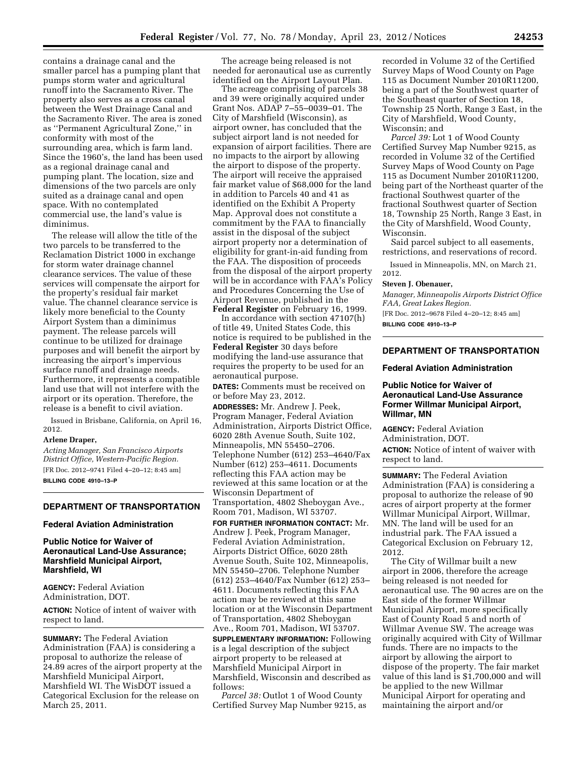contains a drainage canal and the smaller parcel has a pumping plant that pumps storm water and agricultural runoff into the Sacramento River. The property also serves as a cross canal between the West Drainage Canal and the Sacramento River. The area is zoned as ''Permanent Agricultural Zone,'' in conformity with most of the surrounding area, which is farm land. Since the 1960's, the land has been used as a regional drainage canal and pumping plant. The location, size and dimensions of the two parcels are only suited as a drainage canal and open space. With no contemplated commercial use, the land's value is diminimus.

The release will allow the title of the two parcels to be transferred to the Reclamation District 1000 in exchange for storm water drainage channel clearance services. The value of these services will compensate the airport for the property's residual fair market value. The channel clearance service is likely more beneficial to the County Airport System than a diminimus payment. The release parcels will continue to be utilized for drainage purposes and will benefit the airport by increasing the airport's impervious surface runoff and drainage needs. Furthermore, it represents a compatible land use that will not interfere with the airport or its operation. Therefore, the release is a benefit to civil aviation.

Issued in Brisbane, California, on April 16, 2012.

**Arlene Draper,**

*Acting Manager, San Francisco Airports District Office, Western-Pacific Region.*

[FR Doc. 2012–9741 Filed 4–20–12; 8:45 am]

**BILLING CODE 4910–13–P**

## DEPARTMENT OF TRANSPORTATION

### Federal Aviation Administration

### Public Notice for Waiver of Aeronautical Land-Use Assurance; Marshfield Municipal Airport, Marshfield, WI

**AGENCY:** Federal Aviation Administration, DOT.

**ACTION:** Notice of intent of waiver with respect to land.

**SUMMARY:** The Federal Aviation Administration (FAA) is considering a proposal to authorize the release of 24.89 acres of the airport property at the Marshfield Municipal Airport, Marshfield WI. The WisDOT issued a Categorical Exclusion for the release on March 25, 2011.

The acreage being released is not needed for aeronautical use as currently identified on the Airport Layout Plan.

The acreage comprising of parcels 38 and 39 were originally acquired under Grant Nos. ADAP 7–55–0039–01. The City of Marshfield (Wisconsin), as airport owner, has concluded that the subject airport land is not needed for expansion of airport facilities. There are no impacts to the airport by allowing the airport to dispose of the property. The airport will receive the appraised fair market value of $68,000 for the land in addition to Parcels 40 and 41 as identified on the Exhibit A Property Map. Approval does not constitute a commitment by the FAA to financially assist in the disposal of the subject airport property nor a determination of eligibility for grant-in-aid funding from the FAA. The disposition of proceeds from the disposal of the airport property will be in accordance with FAA's Policy and Procedures Concerning the Use of Airport Revenue, published in the **Federal Register** on February 16, 1999.

In accordance with section 47107(h) of title 49, United States Code, this notice is required to be published in the **Federal Register** 30 days before modifying the land-use assurance that requires the property to be used for an aeronautical purpose.

**DATES:** Comments must be received on or before May 23, 2012.

**ADDRESSES:** Mr. Andrew J. Peek, Program Manager, Federal Aviation Administration, Airports District Office, 6020 28th Avenue South, Suite 102, Minneapolis, MN 55450–2706. Telephone Number (612) 253–4640/Fax Number (612) 253–4611. Documents reflecting this FAA action may be reviewed at this same location or at the Wisconsin Department of Transportation, 4802 Sheboygan Ave., Room 701, Madison, WI 53707.

**FOR FURTHER INFORMATION CONTACT:** Mr. Andrew J. Peek, Program Manager, Federal Aviation Administration, Airports District Office, 6020 28th Avenue South, Suite 102, Minneapolis, MN 55450–2706. Telephone Number (612) 253–4640/Fax Number (612) 253–4611. Documents reflecting this FAA action may be reviewed at this same location or at the Wisconsin Department of Transportation, 4802 Sheboygan Ave., Room 701, Madison, WI 53707.

**SUPPLEMENTARY INFORMATION:** Following is a legal description of the subject airport property to be released at Marshfield Municipal Airport in Marshfield, Wisconsin and described as follows:

*Parcel 38:* Outlot 1 of Wood County Certified Survey Map Number 9215, as recorded in Volume 32 of the Certified Survey Maps of Wood County on Page 115 as Document Number 2010R11200, being a part of the Southwest quarter of the Southeast quarter of Section 18, Township 25 North, Range 3 East, in the City of Marshfield, Wood County, Wisconsin; and

*Parcel 39:* Lot 1 of Wood County Certified Survey Map Number 9215, as recorded in Volume 32 of the Certified Survey Maps of Wood County on Page 115 as Document Number 2010R11200, being part of the Northeast quarter of the fractional Southwest quarter of the fractional Southwest quarter of Section 18, Township 25 North, Range 3 East, in the City of Marshfield, Wood County, Wisconsin.

Said parcel subject to all easements, restrictions, and reservations of record.

Issued in Minneapolis, MN, on March 21, 2012.

**Steven J. Obenauer,**

*Manager, Minneapolis Airports District Office FAA, Great Lakes Region.*

[FR Doc. 2012–9678 Filed 4–20–12; 8:45 am]

**BILLING CODE 4910–13–P**

## DEPARTMENT OF TRANSPORTATION

### Federal Aviation Administration

### Public Notice for Waiver of Aeronautical Land-Use Assurance Former Willmar Municipal Airport, Willmar, MN

**AGENCY:** Federal Aviation Administration, DOT.

**ACTION:** Notice of intent of waiver with respect to land.

**SUMMARY:** The Federal Aviation Administration (FAA) is considering a proposal to authorize the release of 90 acres of airport property at the former Willmar Municipal Airport, Willmar, MN. The land will be used for an industrial park. The FAA issued a Categorical Exclusion on February 12, 2012.

The City of Willmar built a new airport in 2006, therefore the acreage being released is not needed for aeronautical use. The 90 acres are on the East side of the former Willmar Municipal Airport, more specifically East of County Road 5 and north of Willmar Avenue SW. The acreage was originally acquired with City of Willmar funds. There are no impacts to the airport by allowing the airport to dispose of the property. The fair market value of this land is $1,700,000 and will be applied to the new Willmar Municipal Airport for operating and maintaining the airport and/or